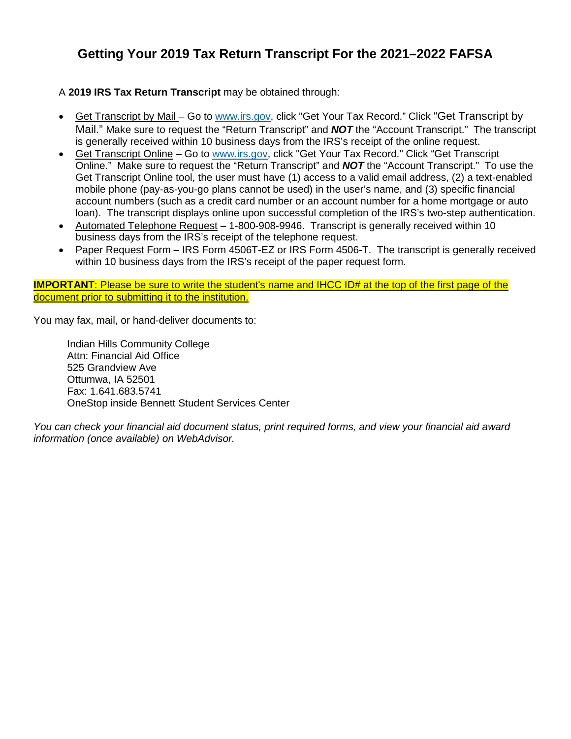# Getting Your 2019 Tax Return Transcript For the 2021–2022 FAFSA

A **2019 IRS Tax Return Transcript** may be obtained through:

- Get Transcript by Mail – Go to www.irs.gov, click "Get Your Tax Record." Click "Get Transcript by Mail." Make sure to request the "Return Transcript" and ***NOT*** the "Account Transcript." The transcript is generally received within 10 business days from the IRS's receipt of the online request.
- Get Transcript Online – Go to www.irs.gov, click "Get Your Tax Record." Click "Get Transcript Online." Make sure to request the "Return Transcript" and ***NOT*** the "Account Transcript." To use the Get Transcript Online tool, the user must have (1) access to a valid email address, (2) a text-enabled mobile phone (pay-as-you-go plans cannot be used) in the user's name, and (3) specific financial account numbers (such as a credit card number or an account number for a home mortgage or auto loan). The transcript displays online upon successful completion of the IRS's two-step authentication.
- Automated Telephone Request – 1-800-908-9946. Transcript is generally received within 10 business days from the IRS's receipt of the telephone request.
- Paper Request Form – IRS Form 4506T-EZ or IRS Form 4506-T. The transcript is generally received within 10 business days from the IRS's receipt of the paper request form.

**IMPORTANT**: Please be sure to write the student's name and IHCC ID# at the top of the first page of the document prior to submitting it to the institution.

You may fax, mail, or hand-deliver documents to:

Indian Hills Community College
Attn: Financial Aid Office
525 Grandview Ave
Ottumwa, IA 52501
Fax: 1.641.683.5741
OneStop inside Bennett Student Services Center

*You can check your financial aid document status, print required forms, and view your financial aid award information (once available) on WebAdvisor.*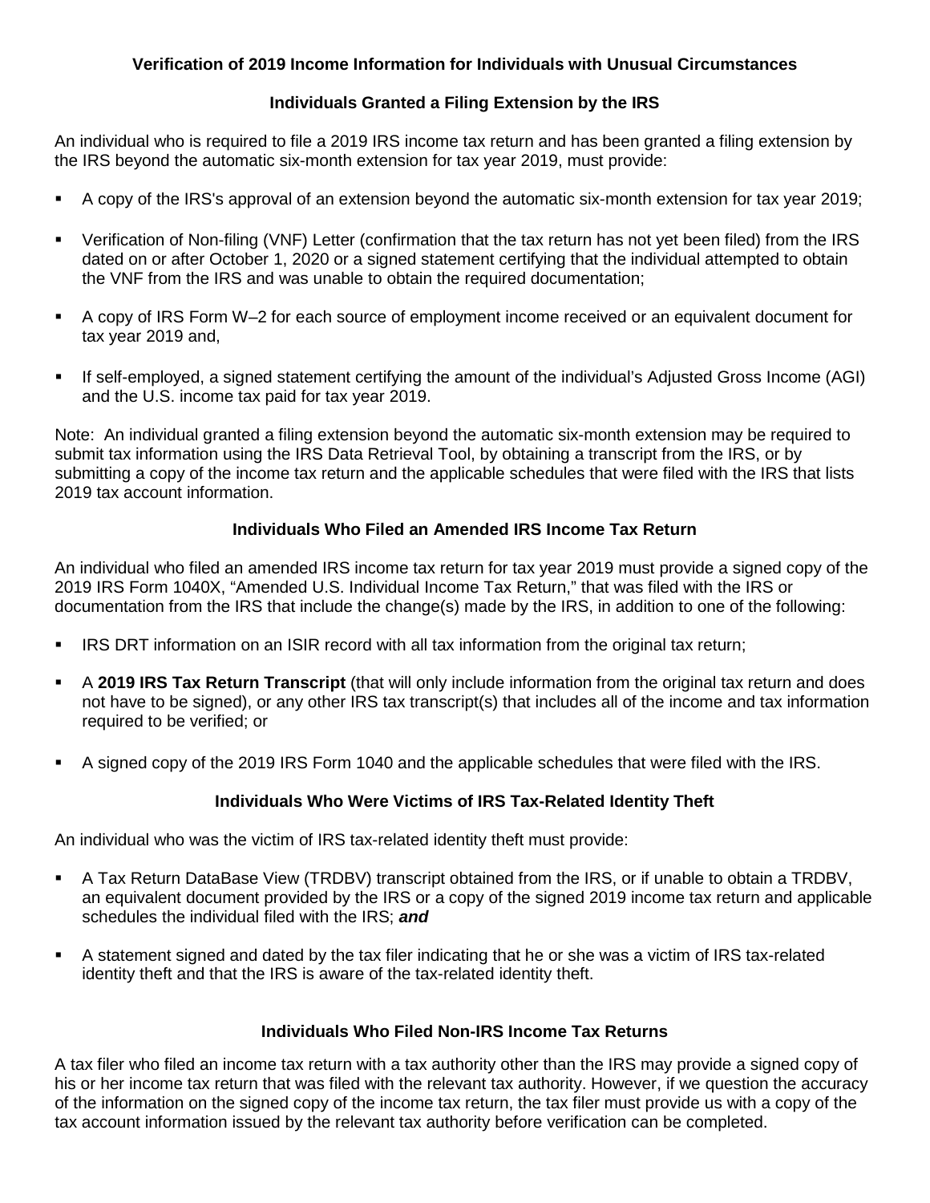## Verification of 2019 Income Information for Individuals with Unusual Circumstances

### Individuals Granted a Filing Extension by the IRS

An individual who is required to file a 2019 IRS income tax return and has been granted a filing extension by the IRS beyond the automatic six-month extension for tax year 2019, must provide:

- A copy of the IRS's approval of an extension beyond the automatic six-month extension for tax year 2019;
- Verification of Non-filing (VNF) Letter (confirmation that the tax return has not yet been filed) from the IRS dated on or after October 1, 2020 or a signed statement certifying that the individual attempted to obtain the VNF from the IRS and was unable to obtain the required documentation;
- A copy of IRS Form W–2 for each source of employment income received or an equivalent document for tax year 2019 and,
- If self-employed, a signed statement certifying the amount of the individual's Adjusted Gross Income (AGI) and the U.S. income tax paid for tax year 2019.

Note: An individual granted a filing extension beyond the automatic six-month extension may be required to submit tax information using the IRS Data Retrieval Tool, by obtaining a transcript from the IRS, or by submitting a copy of the income tax return and the applicable schedules that were filed with the IRS that lists 2019 tax account information.

### Individuals Who Filed an Amended IRS Income Tax Return

An individual who filed an amended IRS income tax return for tax year 2019 must provide a signed copy of the 2019 IRS Form 1040X, "Amended U.S. Individual Income Tax Return," that was filed with the IRS or documentation from the IRS that include the change(s) made by the IRS, in addition to one of the following:

- IRS DRT information on an ISIR record with all tax information from the original tax return;
- A **2019 IRS Tax Return Transcript** (that will only include information from the original tax return and does not have to be signed), or any other IRS tax transcript(s) that includes all of the income and tax information required to be verified; or
- A signed copy of the 2019 IRS Form 1040 and the applicable schedules that were filed with the IRS.

### Individuals Who Were Victims of IRS Tax-Related Identity Theft

An individual who was the victim of IRS tax-related identity theft must provide:

- A Tax Return DataBase View (TRDBV) transcript obtained from the IRS, or if unable to obtain a TRDBV, an equivalent document provided by the IRS or a copy of the signed 2019 income tax return and applicable schedules the individual filed with the IRS; ***and***
- A statement signed and dated by the tax filer indicating that he or she was a victim of IRS tax-related identity theft and that the IRS is aware of the tax-related identity theft.

### Individuals Who Filed Non-IRS Income Tax Returns

A tax filer who filed an income tax return with a tax authority other than the IRS may provide a signed copy of his or her income tax return that was filed with the relevant tax authority. However, if we question the accuracy of the information on the signed copy of the income tax return, the tax filer must provide us with a copy of the tax account information issued by the relevant tax authority before verification can be completed.